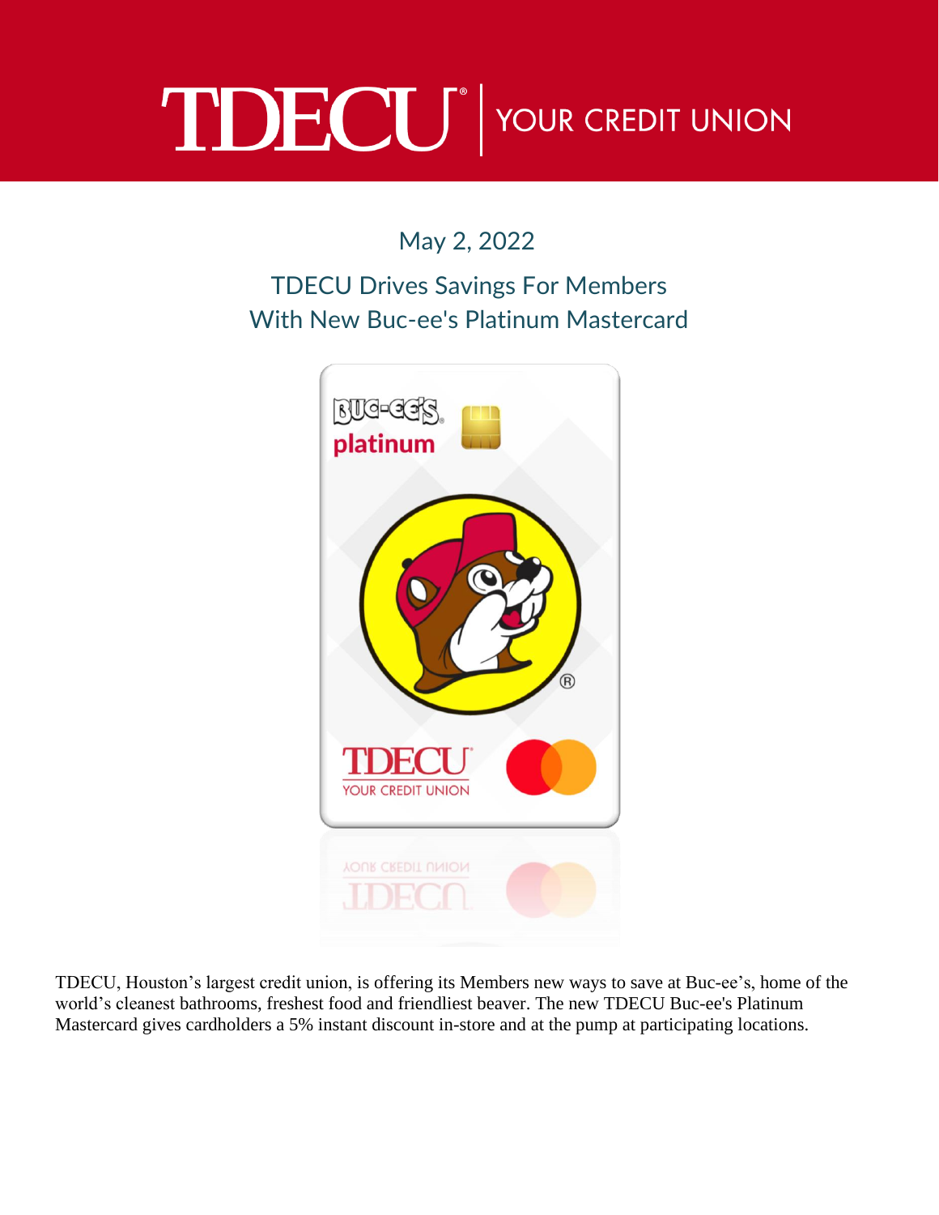# TDECU | YOUR CREDIT UNION

May 2, 2022

## TDECU Drives Savings For Members With New Buc-ee's Platinum Mastercard

TDECU, Houston's largest credit union, is offering its Members new ways to save at Buc-ee's, home of the world's cleanest bathrooms, freshest food and friendliest beaver. The new TDECU Buc-ee's Platinum Mastercard gives cardholders a 5% instant discount in-store and at the pump at participating locations.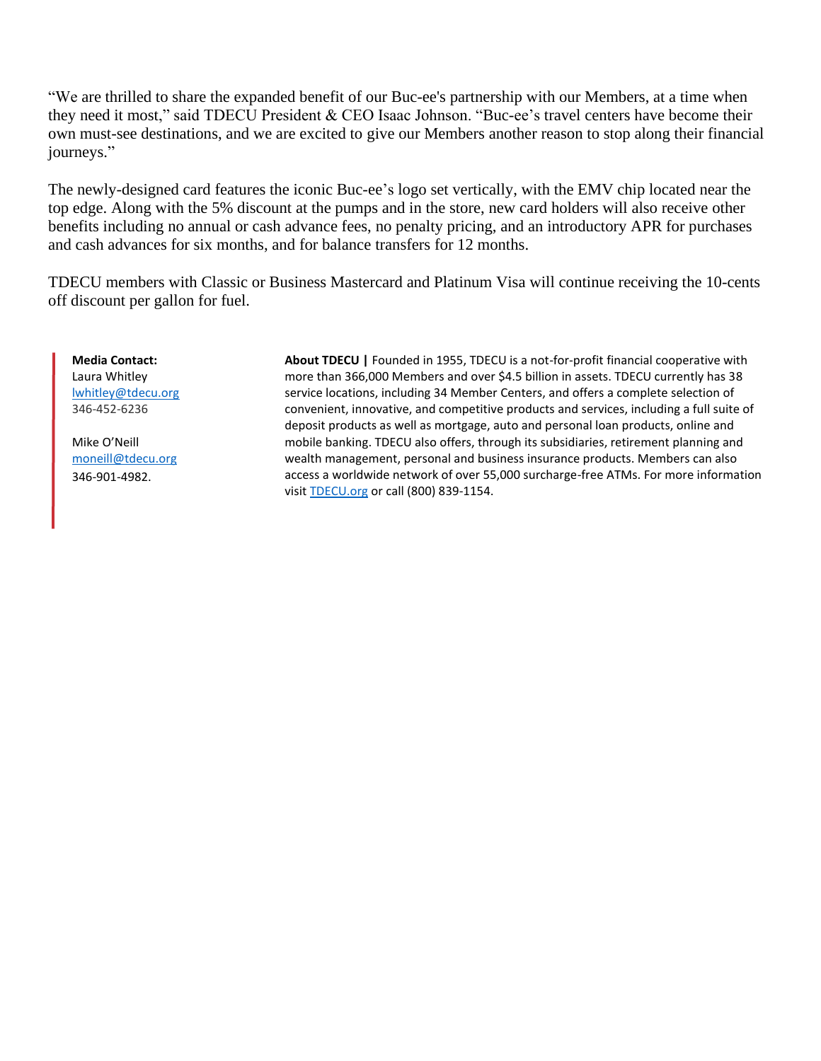"We are thrilled to share the expanded benefit of our Buc-ee's partnership with our Members, at a time when they need it most," said TDECU President & CEO Isaac Johnson. "Buc-ee's travel centers have become their own must-see destinations, and we are excited to give our Members another reason to stop along their financial journeys."

The newly-designed card features the iconic Buc-ee's logo set vertically, with the EMV chip located near the top edge. Along with the 5% discount at the pumps and in the store, new card holders will also receive other benefits including no annual or cash advance fees, no penalty pricing, and an introductory APR for purchases and cash advances for six months, and for balance transfers for 12 months.

TDECU members with Classic or Business Mastercard and Platinum Visa will continue receiving the 10-cents off discount per gallon for fuel.

**Media Contact:**
Laura Whitley
lwhitley@tdecu.org
346-452-6236

Mike O'Neill
moneill@tdecu.org
346-901-4982.

**About TDECU |** Founded in 1955, TDECU is a not-for-profit financial cooperative with more than 366,000 Members and over $4.5 billion in assets. TDECU currently has 38 service locations, including 34 Member Centers, and offers a complete selection of convenient, innovative, and competitive products and services, including a full suite of deposit products as well as mortgage, auto and personal loan products, online and mobile banking. TDECU also offers, through its subsidiaries, retirement planning and wealth management, personal and business insurance products. Members can also access a worldwide network of over 55,000 surcharge-free ATMs. For more information visit TDECU.org or call (800) 839-1154.